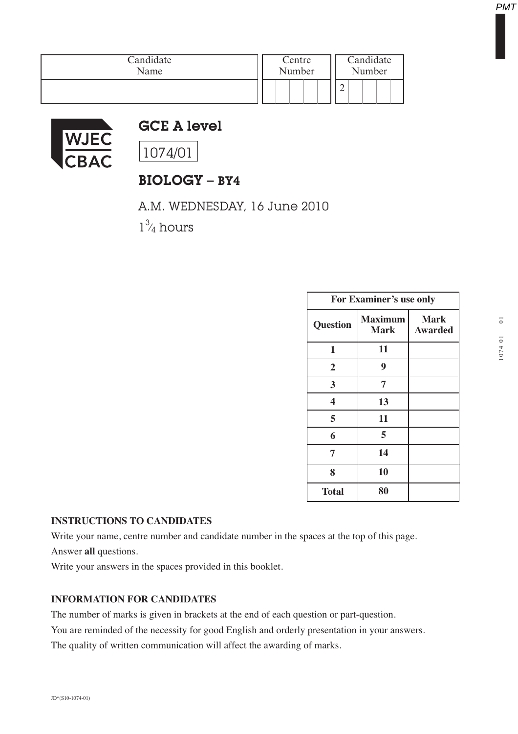| Candidate Name | Centre Number | Candidate Number |
|---|---|---|
| | | 2 |

# GCE A level

1074/01

## BIOLOGY – BY4

A.M. WEDNESDAY, 16 June 2010

$1\frac{3}{4}$ hours

| For Examiner's use only | | |
|---|---|---|
| **Question** | **Maximum Mark** | **Mark Awarded** |
| **1** | **11** | |
| **2** | **9** | |
| **3** | **7** | |
| **4** | **13** | |
| **5** | **11** | |
| **6** | **5** | |
| **7** | **14** | |
| **8** | **10** | |
| **Total** | **80** | |

**INSTRUCTIONS TO CANDIDATES**

Write your name, centre number and candidate number in the spaces at the top of this page.

Answer **all** questions.

Write your answers in the spaces provided in this booklet.

**INFORMATION FOR CANDIDATES**

The number of marks is given in brackets at the end of each question or part-question.

You are reminded of the necessity for good English and orderly presentation in your answers.

The quality of written communication will affect the awarding of marks.

JD*(S10-1074-01)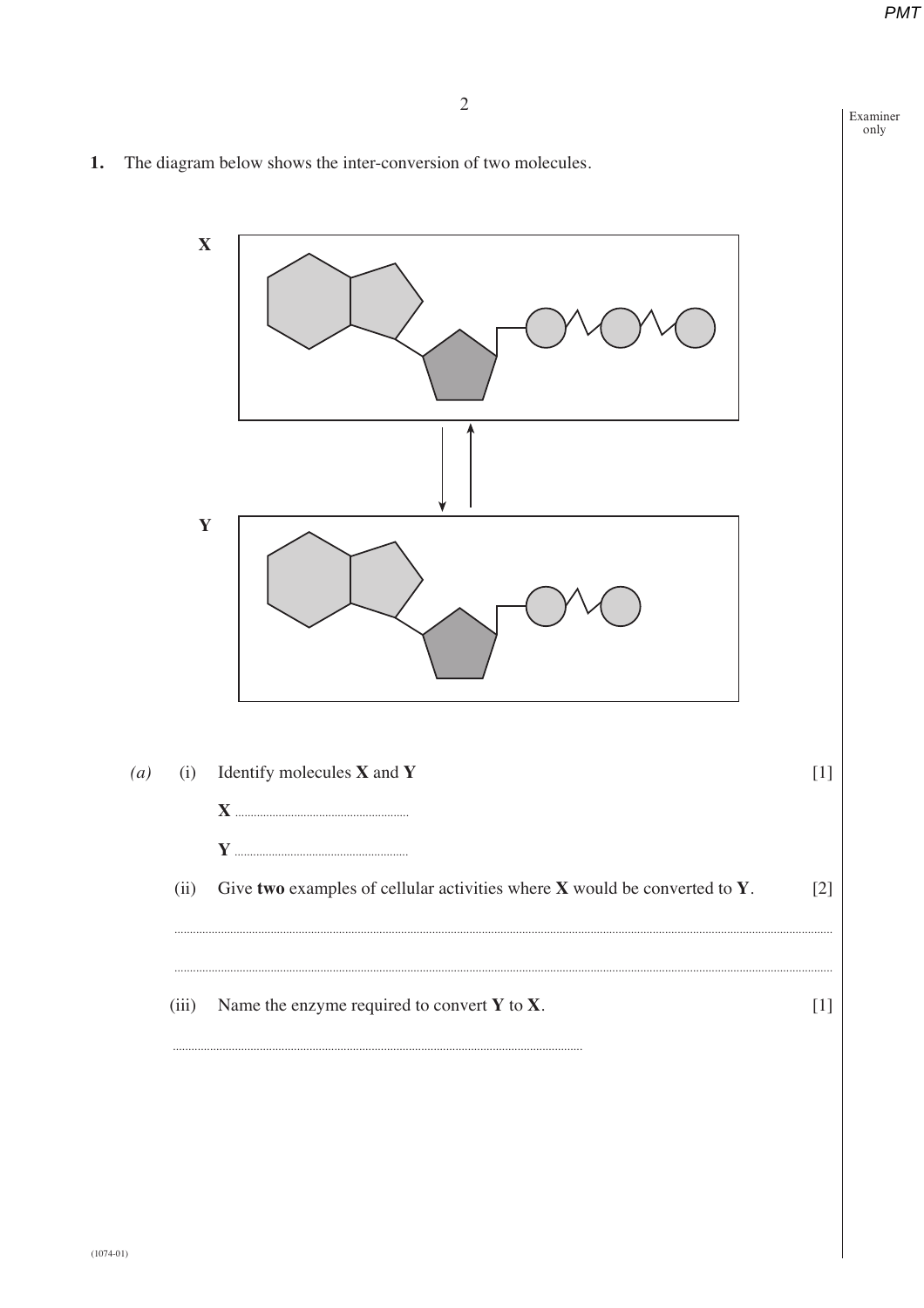**1.** The diagram below shows the inter-conversion of two molecules.

X

Y

*(a)* (i) Identify molecules **X** and **Y** [1]

**X** ..........................................................

**Y** ..........................................................

(ii) Give **two** examples of cellular activities where **X** would be converted to **Y**. [2]

..........................................................................................................................................................................................................

..........................................................................................................................................................................................................

(iii) Name the enzyme required to convert **Y** to **X**. [1]

..........................................................................................................................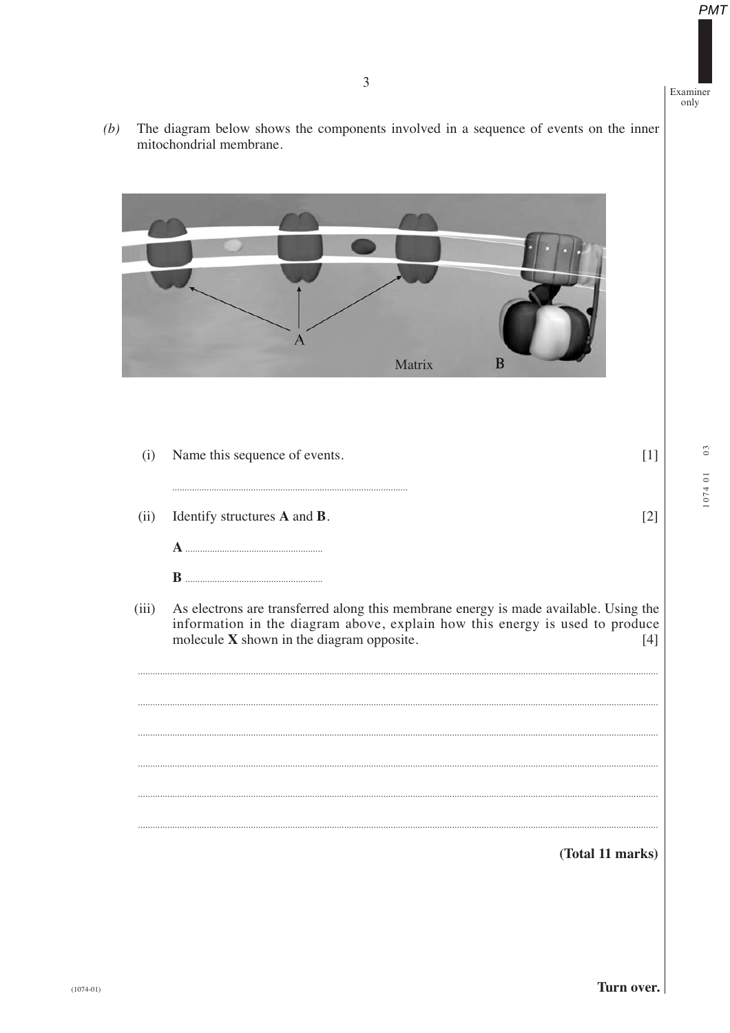*(b)* The diagram below shows the components involved in a sequence of events on the inner mitochondrial membrane.

A

Matrix B

(i) Name this sequence of events. [1]

..............................................................................................

(ii) Identify structures **A** and **B**. [2]

**A** ......................................................

**B** ......................................................

(iii) As electrons are transferred along this membrane energy is made available. Using the information in the diagram above, explain how this energy is used to produce molecule **X** shown in the diagram opposite. [4]

..............................................................................................................................................................................................

..............................................................................................................................................................................................

..............................................................................................................................................................................................

..............................................................................................................................................................................................

..............................................................................................................................................................................................

..............................................................................................................................................................................................

**(Total 11 marks)**

**Turn over.**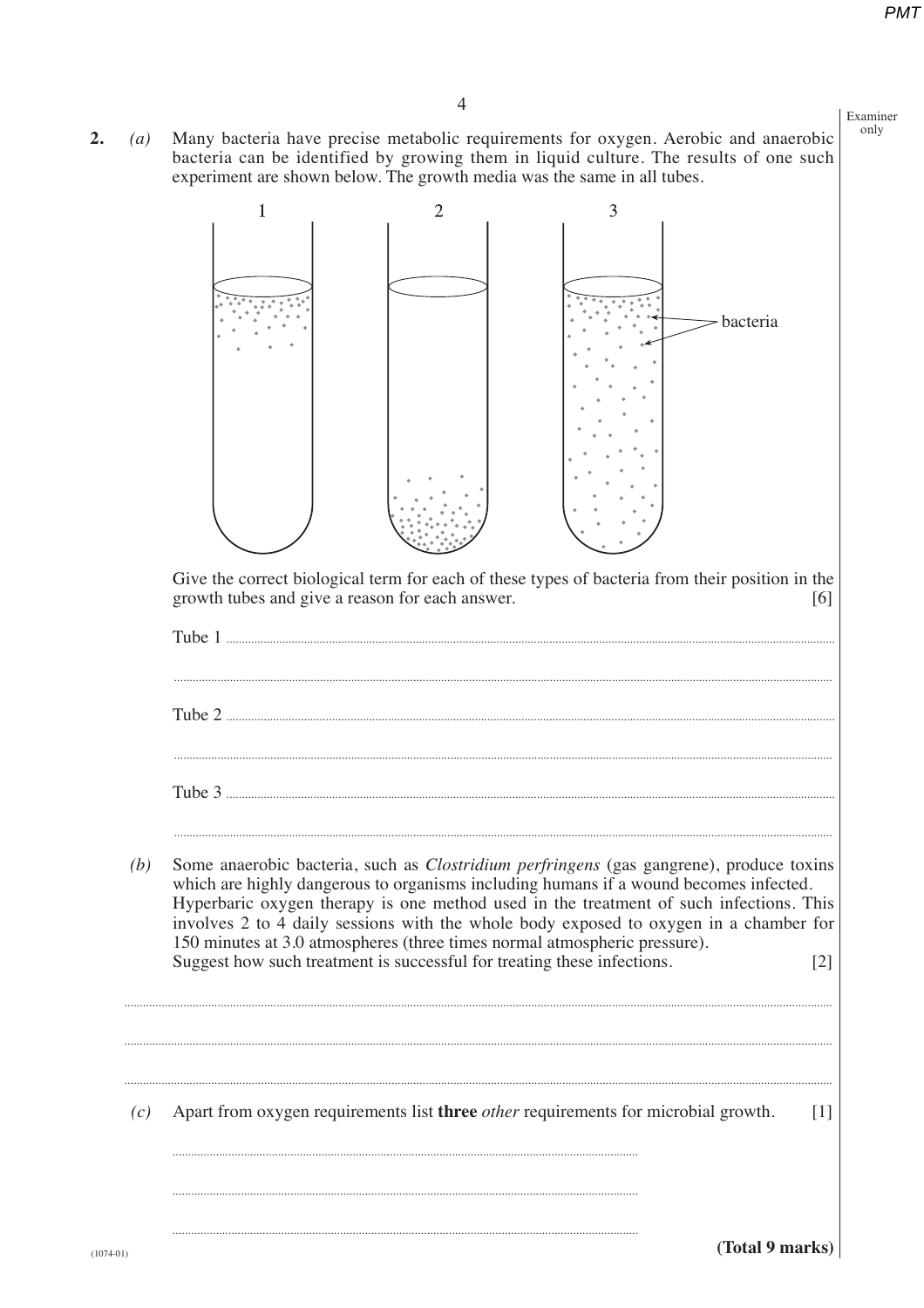**2.** *(a)* Many bacteria have precise metabolic requirements for oxygen. Aerobic and anaerobic bacteria can be identified by growing them in liquid culture. The results of one such experiment are shown below. The growth media was the same in all tubes.

Give the correct biological term for each of these types of bacteria from their position in the growth tubes and give a reason for each answer. [6]

Tube 1 ..........................................................................................................................................

..........................................................................................................................................

Tube 2 ..........................................................................................................................................

..........................................................................................................................................

Tube 3 ..........................................................................................................................................

..........................................................................................................................................

*(b)* Some anaerobic bacteria, such as *Clostridium perfringens* (gas gangrene), produce toxins which are highly dangerous to organisms including humans if a wound becomes infected. Hyperbaric oxygen therapy is one method used in the treatment of such infections. This involves 2 to 4 daily sessions with the whole body exposed to oxygen in a chamber for 150 minutes at 3.0 atmospheres (three times normal atmospheric pressure). Suggest how such treatment is successful for treating these infections. [2]

..........................................................................................................................................

..........................................................................................................................................

..........................................................................................................................................

*(c)* Apart from oxygen requirements list **three** *other* requirements for microbial growth. [1]

..........................................................................................................................................

..........................................................................................................................................

..........................................................................................................................................

**(Total 9 marks)**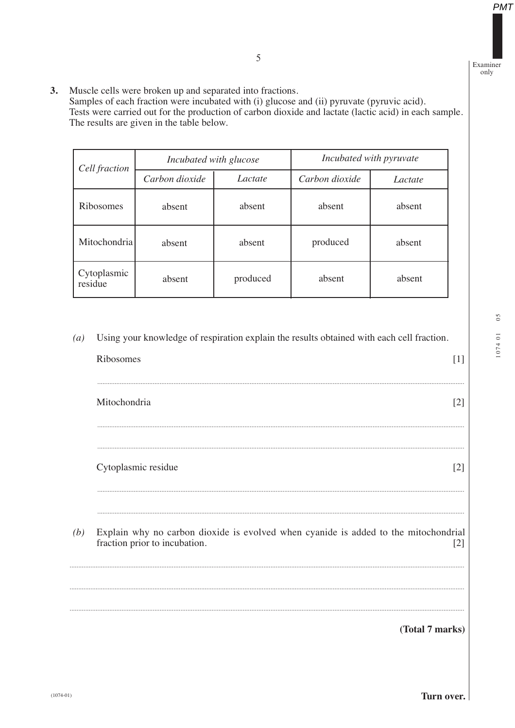**3.** Muscle cells were broken up and separated into fractions.
Samples of each fraction were incubated with (i) glucose and (ii) pyruvate (pyruvic acid).
Tests were carried out for the production of carbon dioxide and lactate (lactic acid) in each sample.
The results are given in the table below.

| *Cell fraction* | *Incubated with glucose* | | *Incubated with pyruvate* | |
|---|---|---|---|---|
| | *Carbon dioxide* | *Lactate* | *Carbon dioxide* | *Lactate* |
| Ribosomes | absent | absent | absent | absent |
| Mitochondria | absent | absent | produced | absent |
| Cytoplasmic residue | absent | produced | absent | absent |

*(a)* Using your knowledge of respiration explain the results obtained with each cell fraction.

Ribosomes [1]

..........................................................................................................................................................

Mitochondria [2]

..........................................................................................................................................................

..........................................................................................................................................................

Cytoplasmic residue [2]

..........................................................................................................................................................

..........................................................................................................................................................

*(b)* Explain why no carbon dioxide is evolved when cyanide is added to the mitochondrial fraction prior to incubation. [2]

..........................................................................................................................................................

..........................................................................................................................................................

..........................................................................................................................................................

**(Total 7 marks)**

**Turn over.**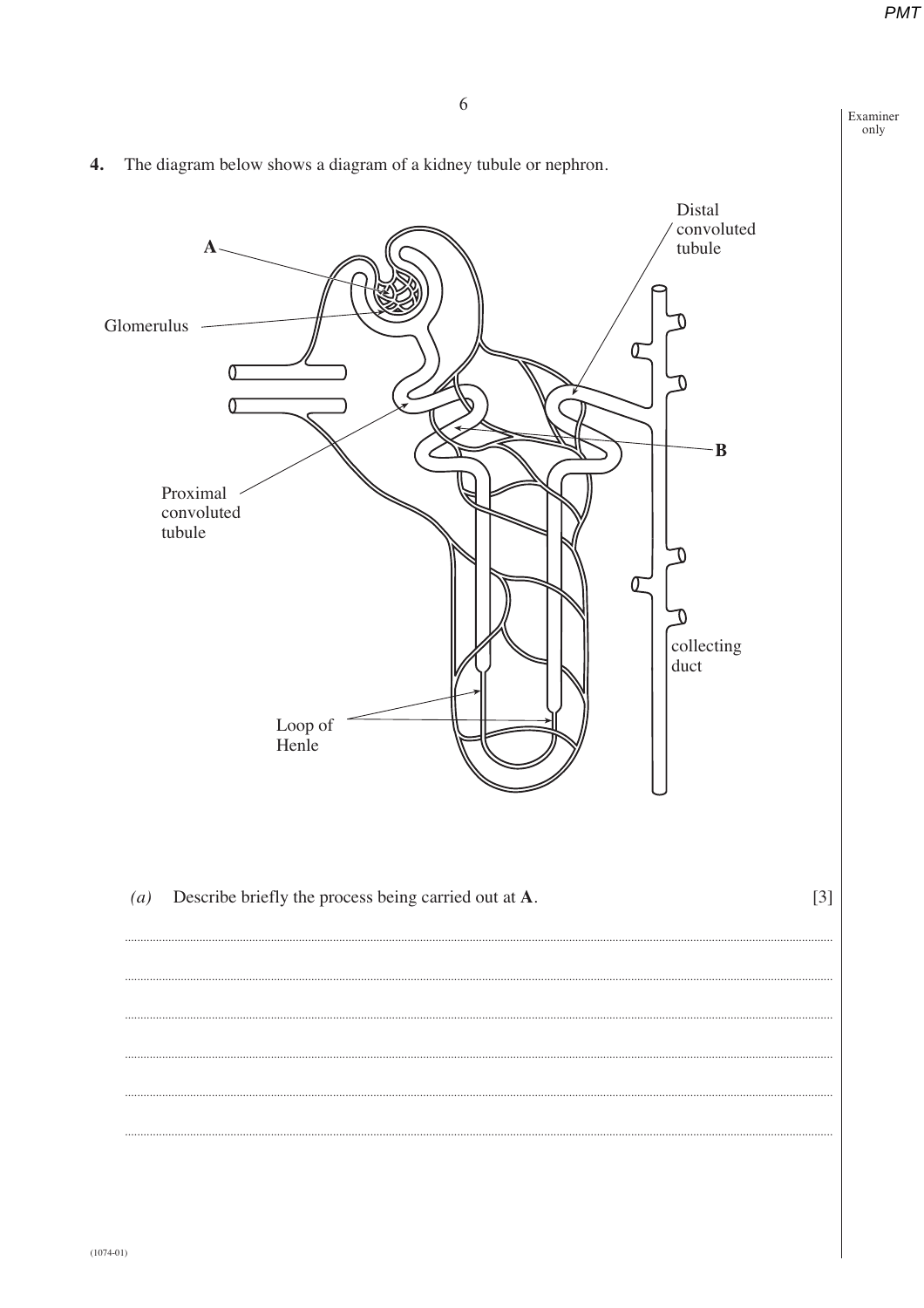**4.** The diagram below shows a diagram of a kidney tubule or nephron.

*(a)* Describe briefly the process being carried out at **A**. [3]

..............................................................................................................................................................................................

..............................................................................................................................................................................................

..............................................................................................................................................................................................

..............................................................................................................................................................................................

..............................................................................................................................................................................................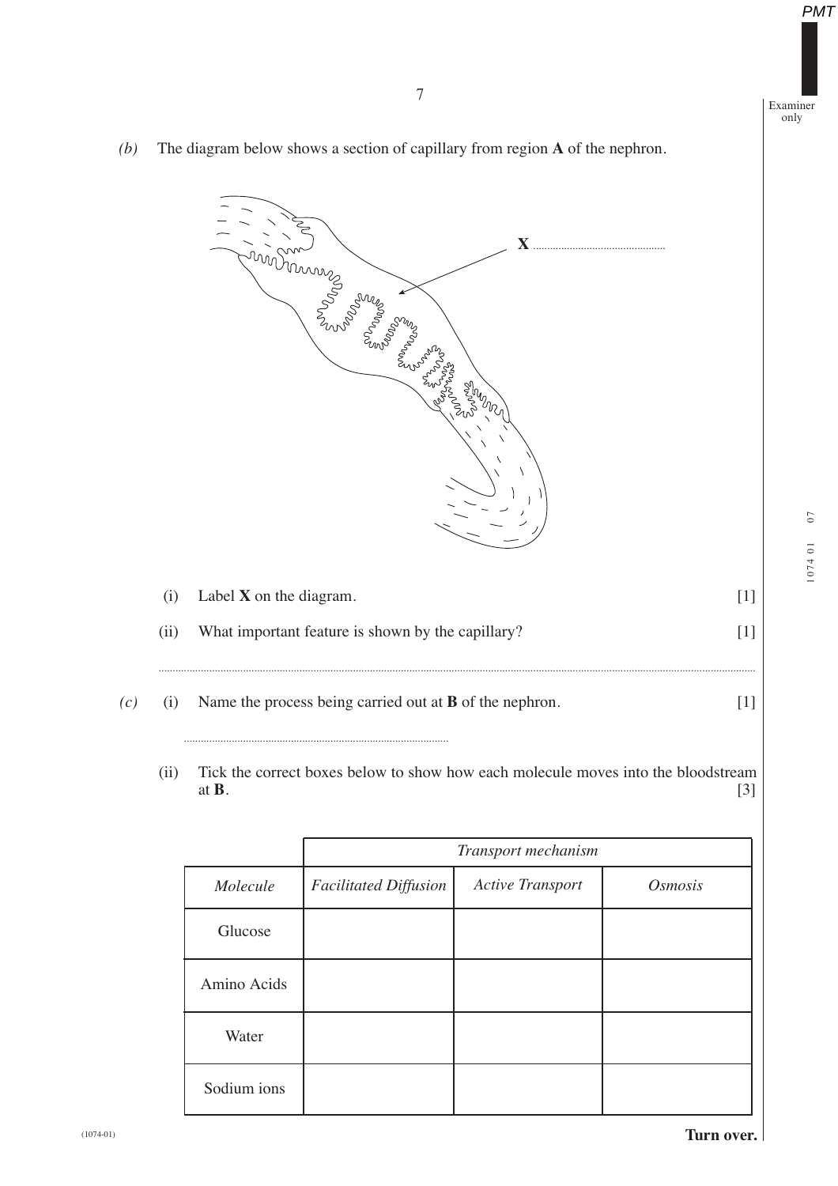*(b)* The diagram below shows a section of capillary from region **A** of the nephron.

**X** ..............................................

(i) Label **X** on the diagram. [1]

(ii) What important feature is shown by the capillary? [1]

..............................................................................................................................................................

*(c)* (i) Name the process being carried out at **B** of the nephron. [1]

..............................................................................................

(ii) Tick the correct boxes below to show how each molecule moves into the bloodstream at **B**. [3]

| | *Transport mechanism* | | |
|---|---|---|---|
| *Molecule* | *Facilitated Diffusion* | *Active Transport* | *Osmosis* |
| Glucose | | | |
| Amino Acids | | | |
| Water | | | |
| Sodium ions | | | |

**Turn over.**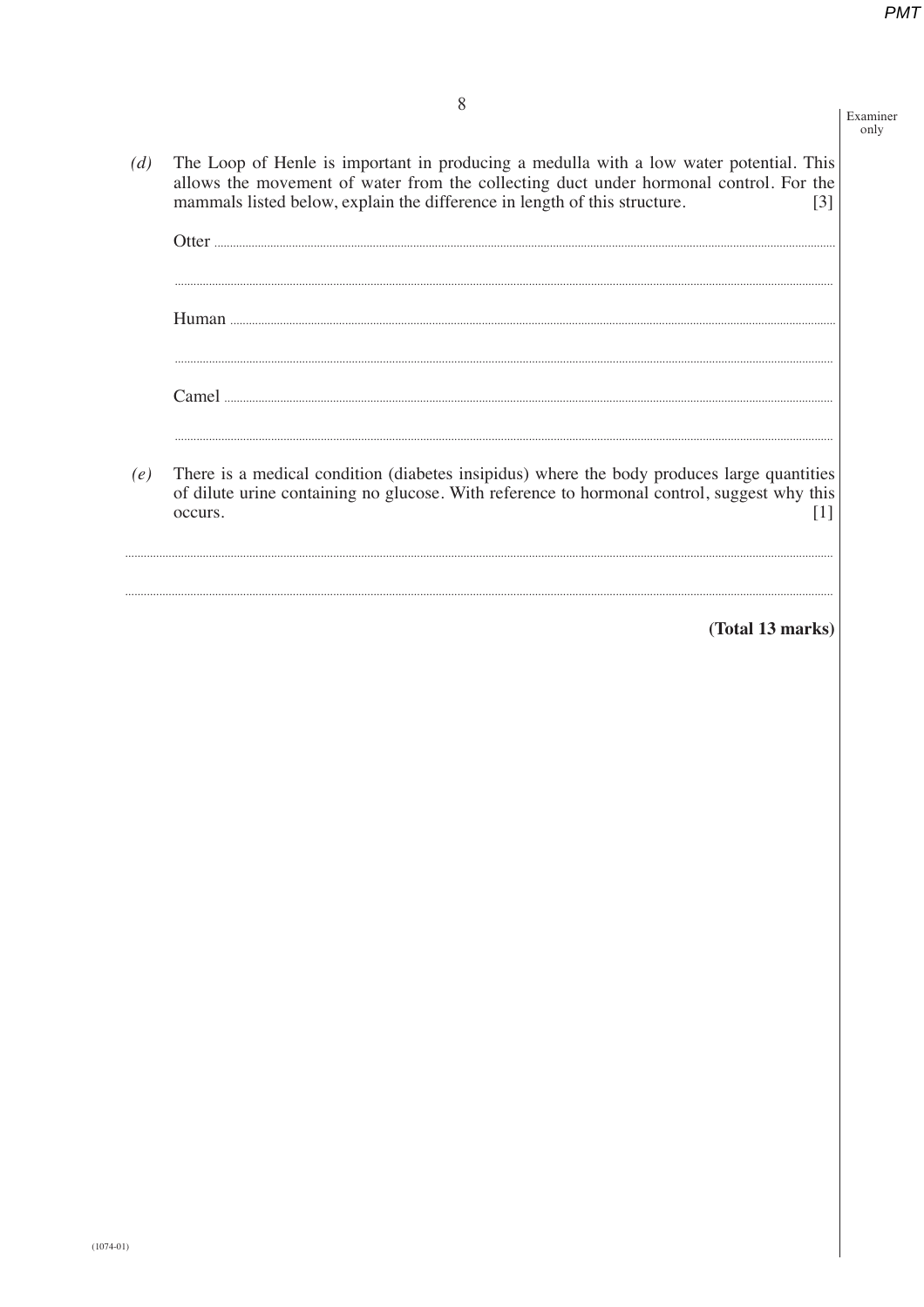*(d)* The Loop of Henle is important in producing a medulla with a low water potential. This allows the movement of water from the collecting duct under hormonal control. For the mammals listed below, explain the difference in length of this structure. [3]

Otter ..........................................................................................................................................

..........................................................................................................................................

Human ..........................................................................................................................................

..........................................................................................................................................

Camel ..........................................................................................................................................

..........................................................................................................................................

*(e)* There is a medical condition (diabetes insipidus) where the body produces large quantities of dilute urine containing no glucose. With reference to hormonal control, suggest why this occurs. [1]

..........................................................................................................................................

..........................................................................................................................................

**(Total 13 marks)**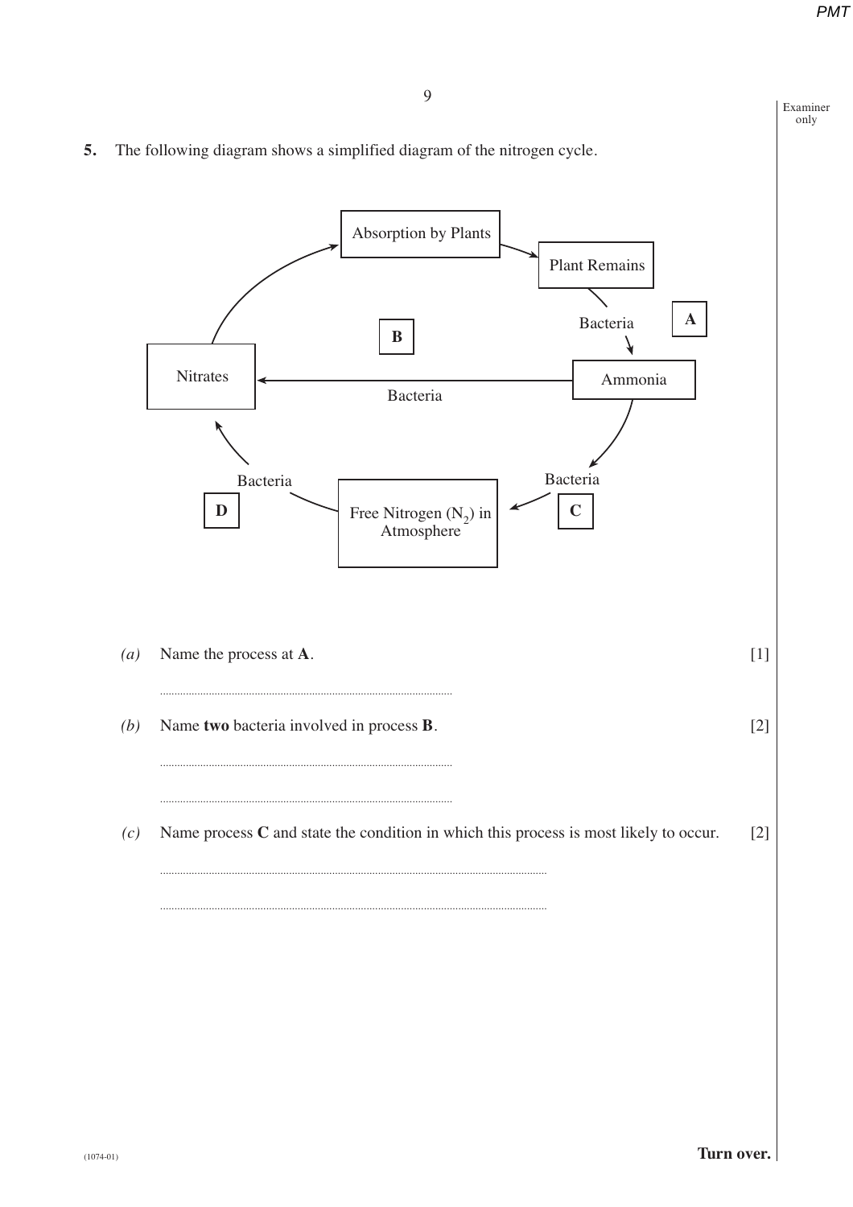**5.** The following diagram shows a simplified diagram of the nitrogen cycle.

Absorption by Plants

Plant Remains

Bacteria

**A**

**B**

Nitrates

Ammonia

Bacteria

Bacteria

Bacteria

**D**

Free Nitrogen ($N_2$) in Atmosphere

**C**

*(a)* Name the process at **A**. [1]

.....................................................................................................

*(b)* Name **two** bacteria involved in process **B**. [2]

.....................................................................................................

.....................................................................................................

*(c)* Name process **C** and state the condition in which this process is most likely to occur. [2]

.....................................................................................................

.....................................................................................................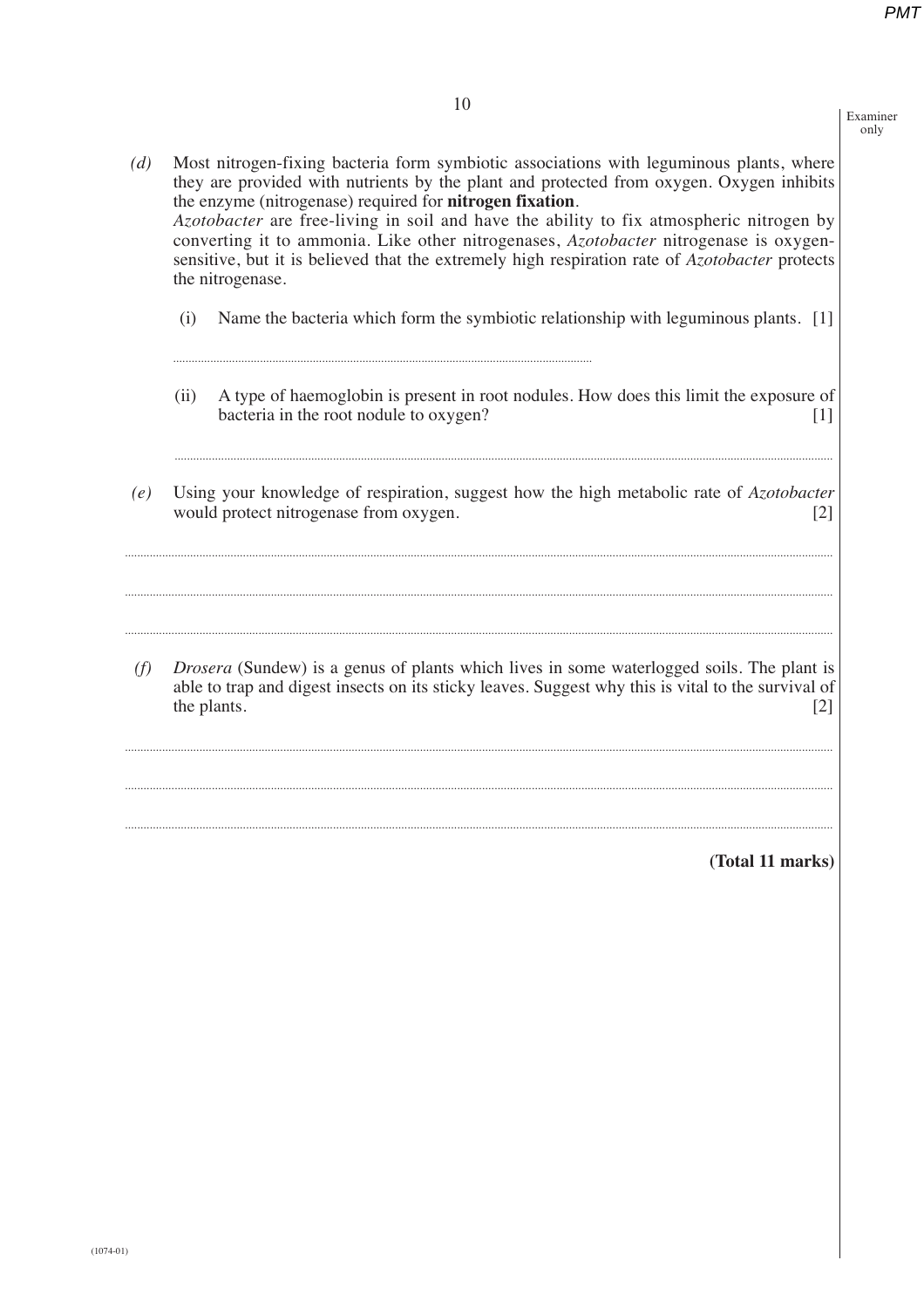*(d)* Most nitrogen-fixing bacteria form symbiotic associations with leguminous plants, where they are provided with nutrients by the plant and protected from oxygen. Oxygen inhibits the enzyme (nitrogenase) required for **nitrogen fixation**.
*Azotobacter* are free-living in soil and have the ability to fix atmospheric nitrogen by converting it to ammonia. Like other nitrogenases, *Azotobacter* nitrogenase is oxygen-sensitive, but it is believed that the extremely high respiration rate of *Azotobacter* protects the nitrogenase.

(i) Name the bacteria which form the symbiotic relationship with leguminous plants. [1]

..............................................................................................................

(ii) A type of haemoglobin is present in root nodules. How does this limit the exposure of bacteria in the root nodule to oxygen? [1]

..............................................................................................................

*(e)* Using your knowledge of respiration, suggest how the high metabolic rate of *Azotobacter* would protect nitrogenase from oxygen. [2]

..............................................................................................................

..............................................................................................................

..............................................................................................................

*(f)* *Drosera* (Sundew) is a genus of plants which lives in some waterlogged soils. The plant is able to trap and digest insects on its sticky leaves. Suggest why this is vital to the survival of the plants. [2]

..............................................................................................................

..............................................................................................................

..............................................................................................................

**(Total 11 marks)**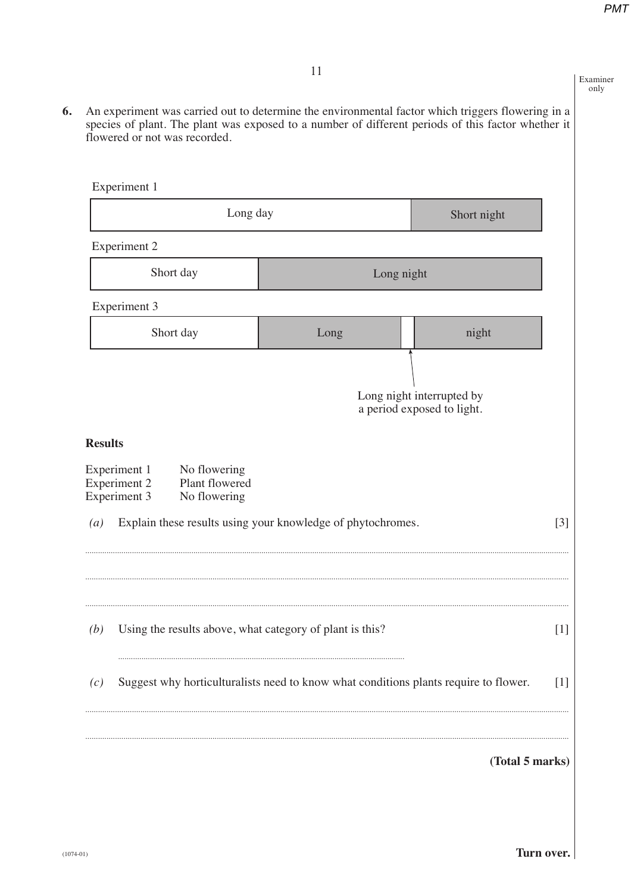**6.** An experiment was carried out to determine the environmental factor which triggers flowering in a species of plant. The plant was exposed to a number of different periods of this factor whether it flowered or not was recorded.

Experiment 1

| Long day | Short night |
|---|---|

Experiment 2

| Short day | Long night |
|---|---|

Experiment 3

| Short day | Long | | night |
|---|---|---|---|

Long night interrupted by a period exposed to light.

**Results**

Experiment 1 No flowering
Experiment 2 Plant flowered
Experiment 3 No flowering

*(a)* Explain these results using your knowledge of phytochromes. [3]

..........................................................................................................................................

..........................................................................................................................................

..........................................................................................................................................

*(b)* Using the results above, what category of plant is this? [1]

..........................................................................................................................................

*(c)* Suggest why horticulturalists need to know what conditions plants require to flower. [1]

..........................................................................................................................................

..........................................................................................................................................

**(Total 5 marks)**

**Turn over.**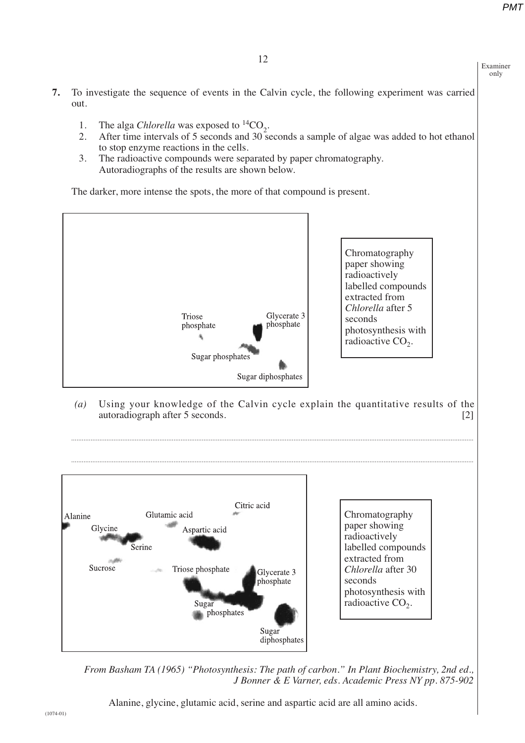**7.** To investigate the sequence of events in the Calvin cycle, the following experiment was carried out.

1. The alga *Chlorella* was exposed to $^{14}CO_2$.
2. After time intervals of 5 seconds and 30 seconds a sample of algae was added to hot ethanol to stop enzyme reactions in the cells.
3. The radioactive compounds were separated by paper chromatography. Autoradiographs of the results are shown below.

The darker, more intense the spots, the more of that compound is present.

Triose phosphate

Glycerate 3 phosphate

Sugar phosphates

Sugar diphosphates

Chromatography paper showing radioactively labelled compounds extracted from *Chlorella* after 5 seconds photosynthesis with radioactive $CO_2$.

*(a)* Using your knowledge of the Calvin cycle explain the quantitative results of the autoradiograph after 5 seconds. [2]

..............................................................................................................................................................

..............................................................................................................................................................

Alanine

Glycine

Serine

Glutamic acid

Citric acid

Aspartic acid

Sucrose

Triose phosphate

Glycerate 3 phosphate

Sugar phosphates

Sugar diphosphates

Chromatography paper showing radioactively labelled compounds extracted from *Chlorella* after 30 seconds photosynthesis with radioactive $CO_2$.

*From Basham TA (1965) "Photosynthesis: The path of carbon." In Plant Biochemistry, 2nd ed., J Bonner & E Varner, eds. Academic Press NY pp. 875-902*

Alanine, glycine, glutamic acid, serine and aspartic acid are all amino acids.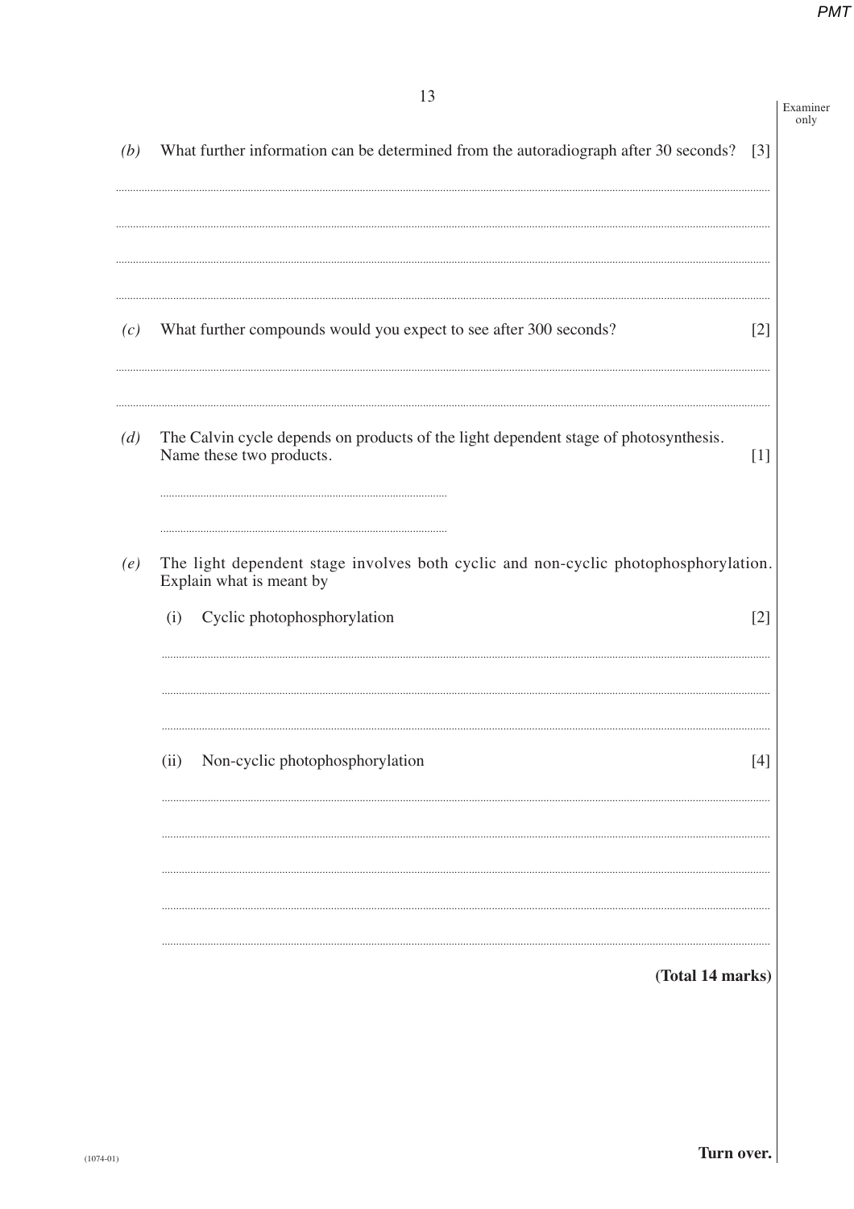(b) What further information can be determined from the autoradiograph after 30 seconds? [3]

..................................................................................................................................................

..................................................................................................................................................

..................................................................................................................................................

..................................................................................................................................................

(c) What further compounds would you expect to see after 300 seconds? [2]

..................................................................................................................................................

..................................................................................................................................................

(d) The Calvin cycle depends on products of the light dependent stage of photosynthesis. Name these two products. [1]

..................................................................

..................................................................

(e) The light dependent stage involves both cyclic and non-cyclic photophosphorylation. Explain what is meant by

(i) Cyclic photophosphorylation [2]

..................................................................................................................................................

..................................................................................................................................................

..................................................................................................................................................

(ii) Non-cyclic photophosphorylation [4]

..................................................................................................................................................

..................................................................................................................................................

..................................................................................................................................................

..................................................................................................................................................

..................................................................................................................................................

**(Total 14 marks)**

**Turn over.**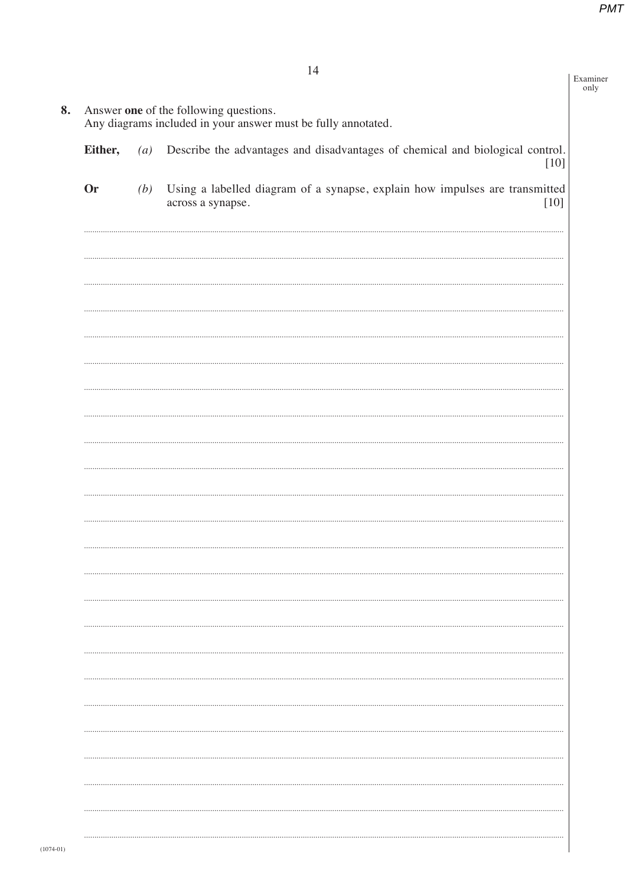**8.** Answer **one** of the following questions.
Any diagrams included in your answer must be fully annotated.

**Either,** *(a)* Describe the advantages and disadvantages of chemical and biological control. [10]

**Or** *(b)* Using a labelled diagram of a synapse, explain how impulses are transmitted across a synapse. [10]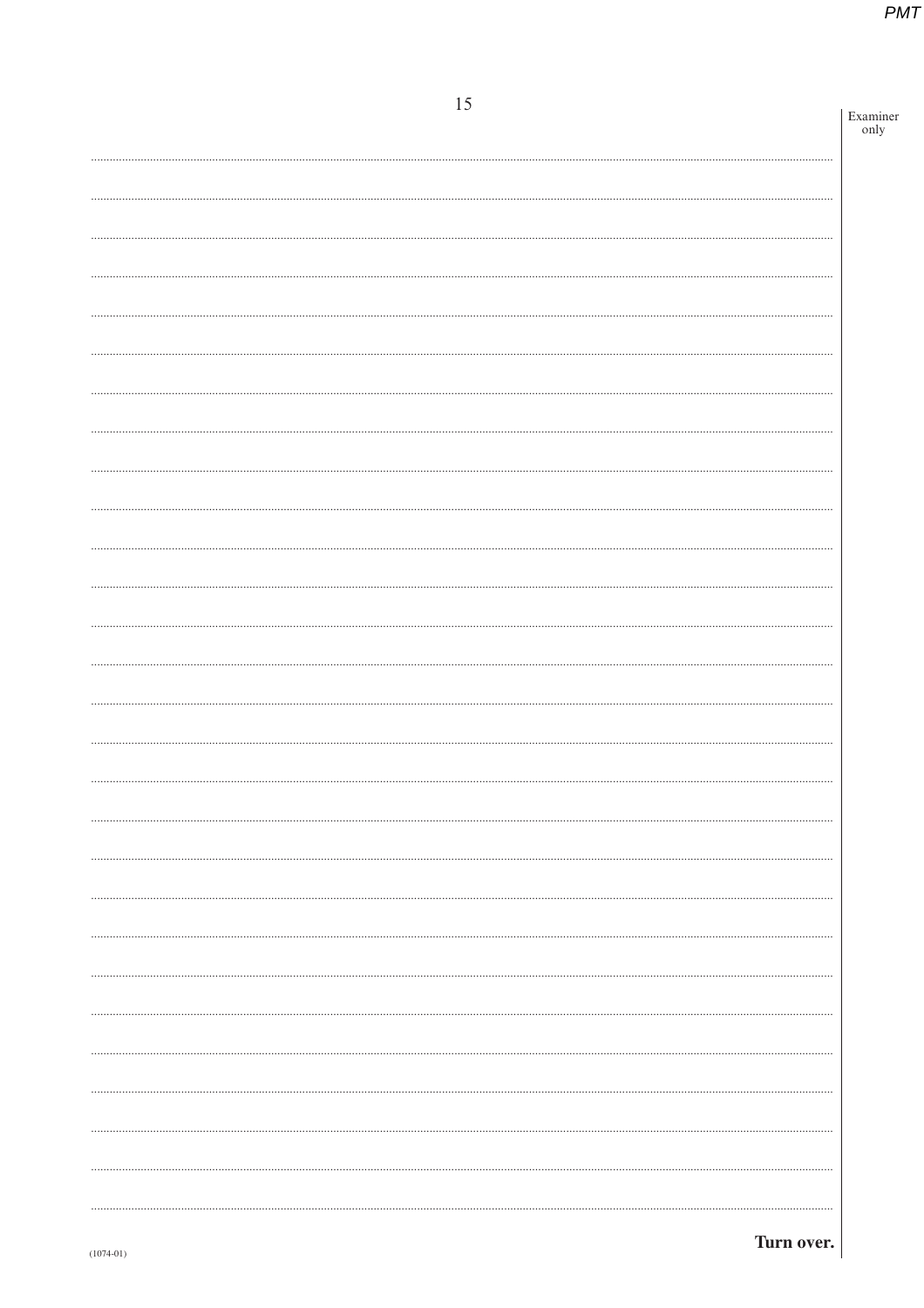Turn over.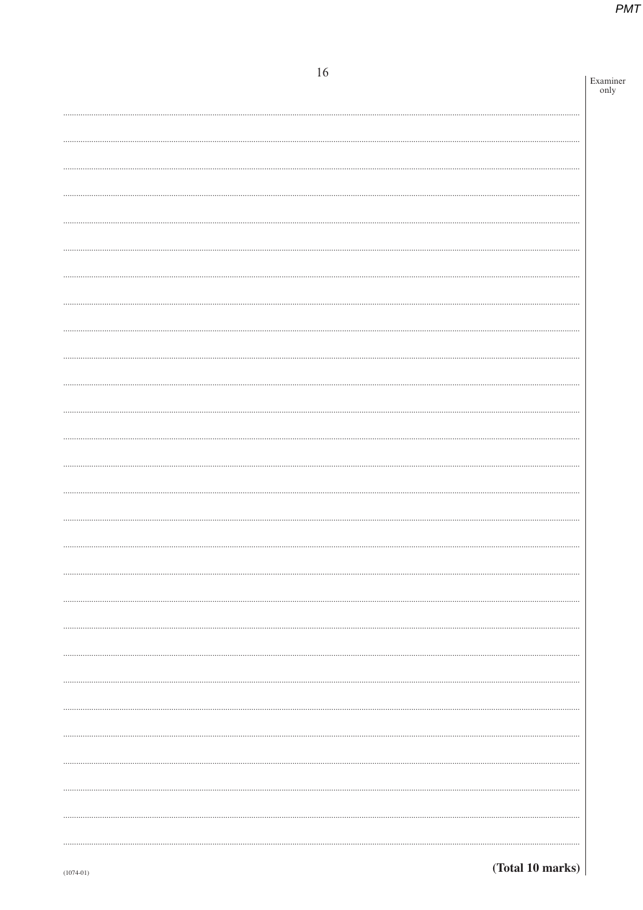**(Total 10 marks)**